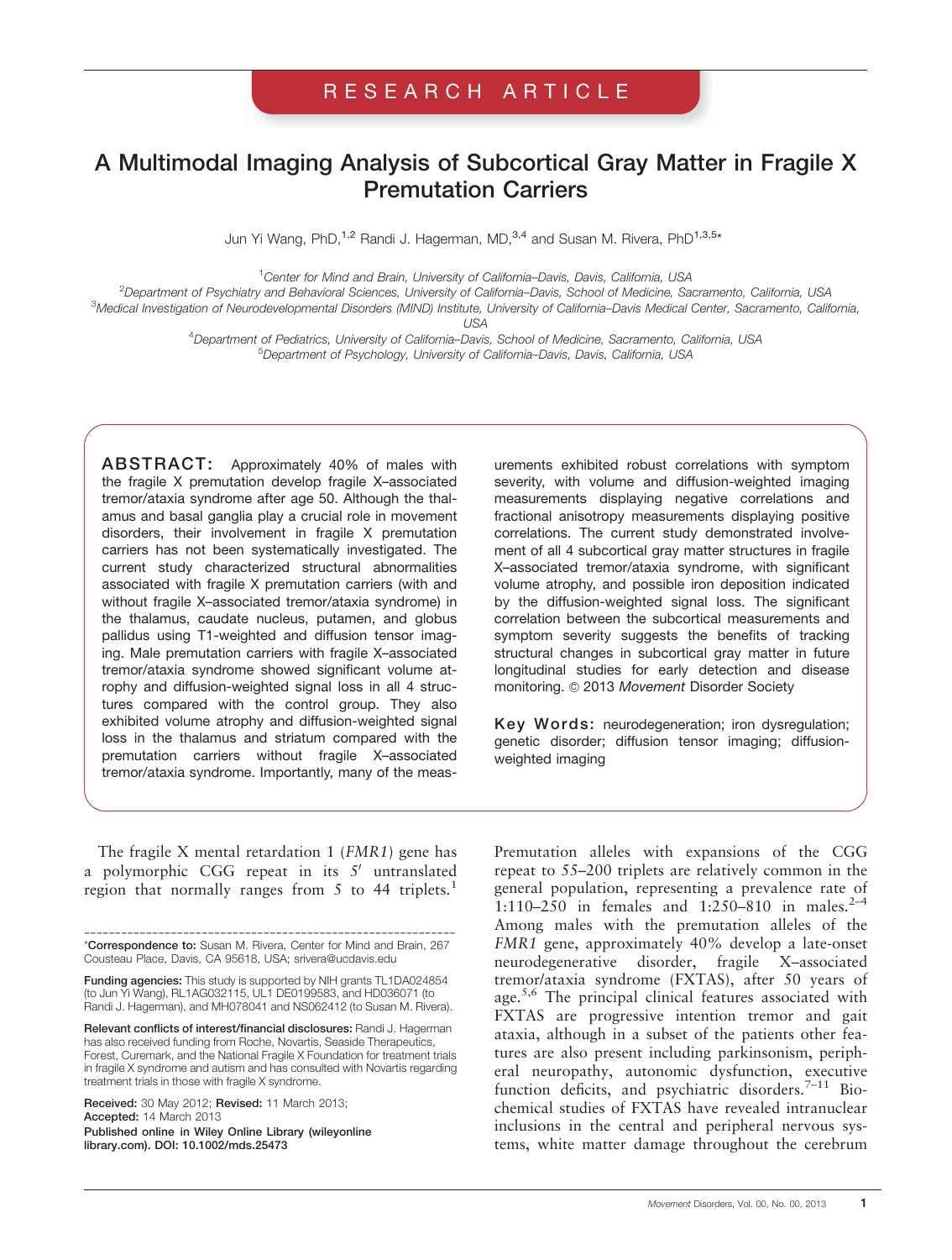RESEARCH ARTICLE

# A Multimodal Imaging Analysis of Subcortical Gray Matter in Fragile X Premutation Carriers

Jun Yi Wang, PhD,[1,2] Randi J. Hagerman, MD,[3,4] and Susan M. Rivera, PhD[1,3,5]*

[1]Center for Mind and Brain, University of California–Davis, Davis, California, USA
[2]Department of Psychiatry and Behavioral Sciences, University of California–Davis, School of Medicine, Sacramento, California, USA
[3]Medical Investigation of Neurodevelopmental Disorders (MIND) Institute, University of California–Davis Medical Center, Sacramento, California, USA
[4]Department of Pediatrics, University of California–Davis, School of Medicine, Sacramento, California, USA
[5]Department of Psychology, University of California–Davis, Davis, California, USA

**ABSTRACT:** Approximately 40% of males with the fragile X premutation develop fragile X–associated tremor/ataxia syndrome after age 50. Although the thalamus and basal ganglia play a crucial role in movement disorders, their involvement in fragile X premutation carriers has not been systematically investigated. The current study characterized structural abnormalities associated with fragile X premutation carriers (with and without fragile X–associated tremor/ataxia syndrome) in the thalamus, caudate nucleus, putamen, and globus pallidus using T1-weighted and diffusion tensor imaging. Male premutation carriers with fragile X–associated tremor/ataxia syndrome showed significant volume atrophy and diffusion-weighted signal loss in all 4 structures compared with the control group. They also exhibited volume atrophy and diffusion-weighted signal loss in the thalamus and striatum compared with the premutation carriers without fragile X–associated tremor/ataxia syndrome. Importantly, many of the measurements exhibited robust correlations with symptom severity, with volume and diffusion-weighted imaging measurements displaying negative correlations and fractional anisotropy measurements displaying positive correlations. The current study demonstrated involvement of all 4 subcortical gray matter structures in fragile X–associated tremor/ataxia syndrome, with significant volume atrophy, and possible iron deposition indicated by the diffusion-weighted signal loss. The significant correlation between the subcortical measurements and symptom severity suggests the benefits of tracking structural changes in subcortical gray matter in future longitudinal studies for early detection and disease monitoring. © 2013 *Movement* Disorder Society

**Key Words:** neurodegeneration; iron dysregulation; genetic disorder; diffusion tensor imaging; diffusion-weighted imaging

The fragile X mental retardation 1 (*FMR1*) gene has a polymorphic CGG repeat in its 5′ untranslated region that normally ranges from 5 to 44 triplets.[1] Premutation alleles with expansions of the CGG repeat to 55–200 triplets are relatively common in the general population, representing a prevalence rate of 1:110–250 in females and 1:250–810 in males.[2–4] Among males with the premutation alleles of the *FMR1* gene, approximately 40% develop a late-onset neurodegenerative disorder, fragile X–associated tremor/ataxia syndrome (FXTAS), after 50 years of age.[5,6] The principal clinical features associated with FXTAS are progressive intention tremor and gait ataxia, although in a subset of the patients other features are also present including parkinsonism, peripheral neuropathy, autonomic dysfunction, executive function deficits, and psychiatric disorders.[7–11] Biochemical studies of FXTAS have revealed intranuclear inclusions in the central and peripheral nervous systems, white matter damage throughout the cerebrum

*Correspondence to: Susan M. Rivera, Center for Mind and Brain, 267 Cousteau Place, Davis, CA 95618, USA; srivera@ucdavis.edu

**Funding agencies:** This study is supported by NIH grants TL1DA024854 (to Jun Yi Wang), RL1AG032115, UL1 DE0199583, and HD036071 (to Randi J. Hagerman), and MH078041 and NS062412 (to Susan M. Rivera).

**Relevant conflicts of interest/financial disclosures:** Randi J. Hagerman has also received funding from Roche, Novartis, Seaside Therapeutics, Forest, Curemark, and the National Fragile X Foundation for treatment trials in fragile X syndrome and autism and has consulted with Novartis regarding treatment trials in those with fragile X syndrome.

**Received:** 30 May 2012; **Revised:** 11 March 2013; **Accepted:** 14 March 2013
**Published online in Wiley Online Library (wileyonlinelibrary.com). DOI: 10.1002/mds.25473**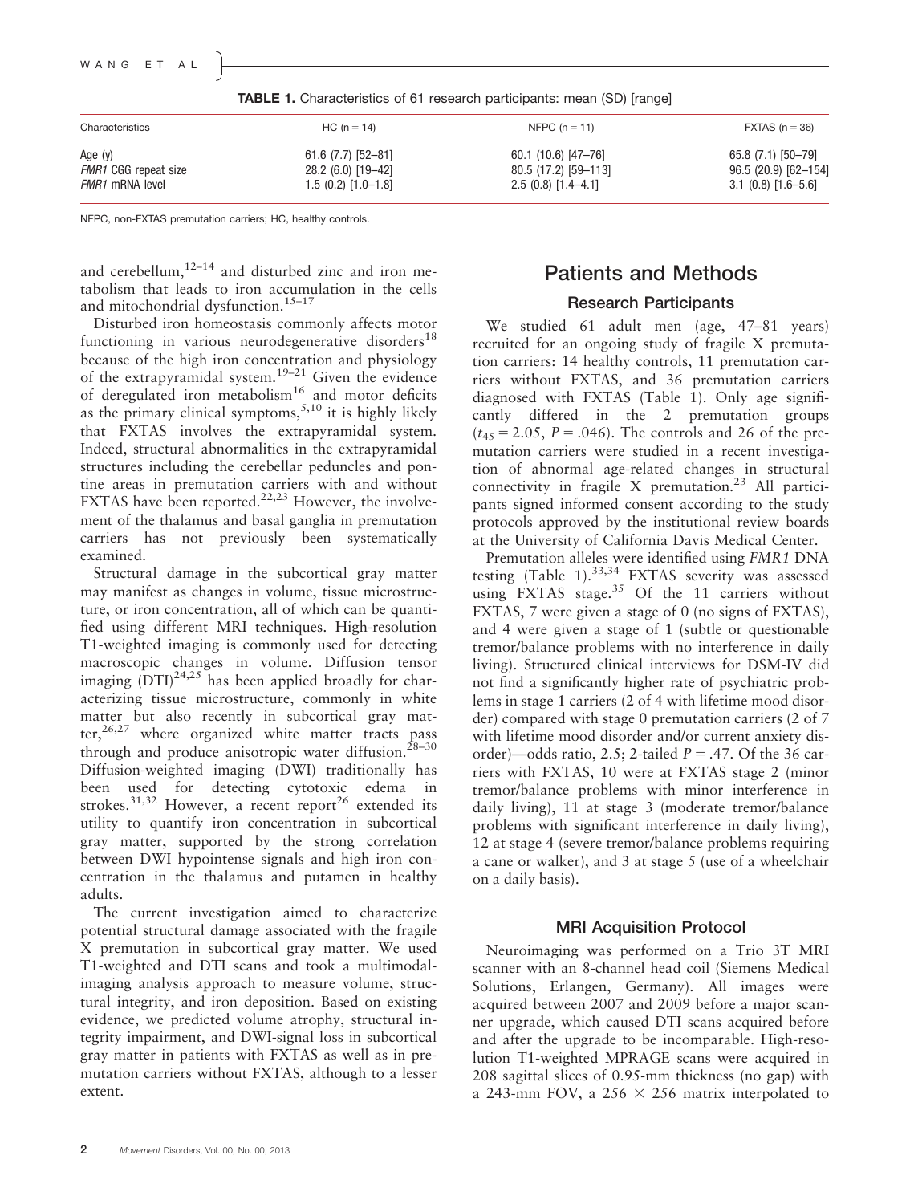**TABLE 1.** Characteristics of 61 research participants: mean (SD) [range]

| Characteristics | HC (n = 14) | NFPC (n = 11) | FXTAS (n = 36) |
|---|---|---|---|
| Age (y) | 61.6 (7.7) [52–81] | 60.1 (10.6) [47–76] | 65.8 (7.1) [50–79] |
| *FMR1* CGG repeat size | 28.2 (6.0) [19–42] | 80.5 (17.2) [59–113] | 96.5 (20.9) [62–154] |
| *FMR1* mRNA level | 1.5 (0.2) [1.0–1.8] | 2.5 (0.8) [1.4–4.1] | 3.1 (0.8) [1.6–5.6] |

NFPC, non-FXTAS premutation carriers; HC, healthy controls.

and cerebellum,[12–14] and disturbed zinc and iron metabolism that leads to iron accumulation in the cells and mitochondrial dysfunction.[15–17]

Disturbed iron homeostasis commonly affects motor functioning in various neurodegenerative disorders[18] because of the high iron concentration and physiology of the extrapyramidal system.[19–21] Given the evidence of deregulated iron metabolism[16] and motor deficits as the primary clinical symptoms,[5,10] it is highly likely that FXTAS involves the extrapyramidal system. Indeed, structural abnormalities in the extrapyramidal structures including the cerebellar peduncles and pontine areas in premutation carriers with and without FXTAS have been reported.[22,23] However, the involvement of the thalamus and basal ganglia in premutation carriers has not previously been systematically examined.

Structural damage in the subcortical gray matter may manifest as changes in volume, tissue microstructure, or iron concentration, all of which can be quantified using different MRI techniques. High-resolution T1-weighted imaging is commonly used for detecting macroscopic changes in volume. Diffusion tensor imaging (DTI)[24,25] has been applied broadly for characterizing tissue microstructure, commonly in white matter but also recently in subcortical gray matter,[26,27] where organized white matter tracts pass through and produce anisotropic water diffusion.[28–30] Diffusion-weighted imaging (DWI) traditionally has been used for detecting cytotoxic edema in strokes.[31,32] However, a recent report[26] extended its utility to quantify iron concentration in subcortical gray matter, supported by the strong correlation between DWI hypointense signals and high iron concentration in the thalamus and putamen in healthy adults.

The current investigation aimed to characterize potential structural damage associated with the fragile X premutation in subcortical gray matter. We used T1-weighted and DTI scans and took a multimodal-imaging analysis approach to measure volume, structural integrity, and iron deposition. Based on existing evidence, we predicted volume atrophy, structural integrity impairment, and DWI-signal loss in subcortical gray matter in patients with FXTAS as well as in premutation carriers without FXTAS, although to a lesser extent.

## Patients and Methods

### Research Participants

We studied 61 adult men (age, 47–81 years) recruited for an ongoing study of fragile X premutation carriers: 14 healthy controls, 11 premutation carriers without FXTAS, and 36 premutation carriers diagnosed with FXTAS (Table 1). Only age significantly differed in the 2 premutation groups ($t_{45} = 2.05$, $P = .046$). The controls and 26 of the premutation carriers were studied in a recent investigation of abnormal age-related changes in structural connectivity in fragile X premutation.[23] All participants signed informed consent according to the study protocols approved by the institutional review boards at the University of California Davis Medical Center.

Premutation alleles were identified using *FMR1* DNA testing (Table 1).[33,34] FXTAS severity was assessed using FXTAS stage.[35] Of the 11 carriers without FXTAS, 7 were given a stage of 0 (no signs of FXTAS), and 4 were given a stage of 1 (subtle or questionable tremor/balance problems with no interference in daily living). Structured clinical interviews for DSM-IV did not find a significantly higher rate of psychiatric problems in stage 1 carriers (2 of 4 with lifetime mood disorder) compared with stage 0 premutation carriers (2 of 7 with lifetime mood disorder and/or current anxiety disorder)—odds ratio, 2.5; 2-tailed $P = .47$. Of the 36 carriers with FXTAS, 10 were at FXTAS stage 2 (minor tremor/balance problems with minor interference in daily living), 11 at stage 3 (moderate tremor/balance problems with significant interference in daily living), 12 at stage 4 (severe tremor/balance problems requiring a cane or walker), and 3 at stage 5 (use of a wheelchair on a daily basis).

### MRI Acquisition Protocol

Neuroimaging was performed on a Trio 3T MRI scanner with an 8-channel head coil (Siemens Medical Solutions, Erlangen, Germany). All images were acquired between 2007 and 2009 before a major scanner upgrade, which caused DTI scans acquired before and after the upgrade to be incomparable. High-resolution T1-weighted MPRAGE scans were acquired in 208 sagittal slices of 0.95-mm thickness (no gap) with a 243-mm FOV, a 256 × 256 matrix interpolated to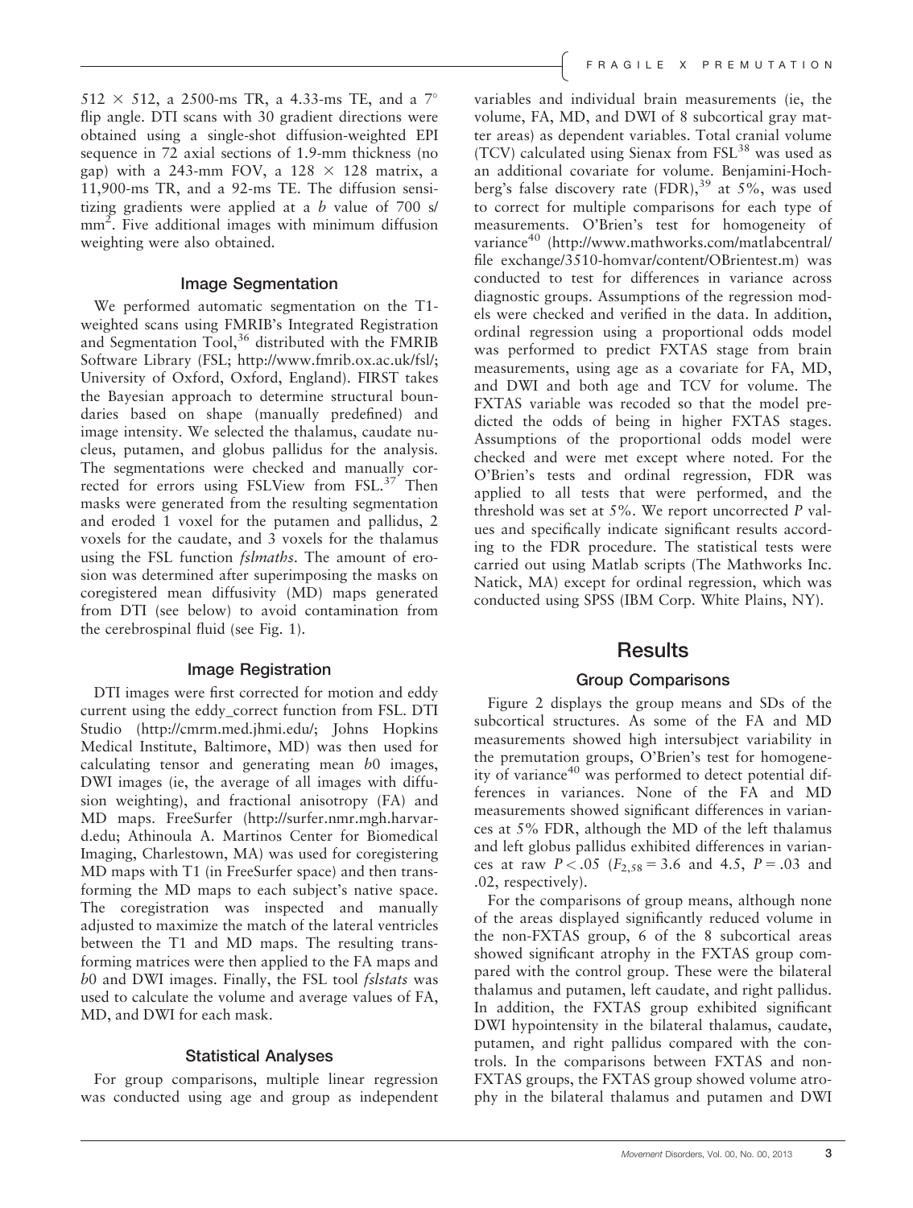512 × 512, a 2500-ms TR, a 4.33-ms TE, and a 7° flip angle. DTI scans with 30 gradient directions were obtained using a single-shot diffusion-weighted EPI sequence in 72 axial sections of 1.9-mm thickness (no gap) with a 243-mm FOV, a 128 × 128 matrix, a 11,900-ms TR, and a 92-ms TE. The diffusion sensitizing gradients were applied at a *b* value of 700 s/mm$^2$. Five additional images with minimum diffusion weighting were also obtained.

### Image Segmentation

We performed automatic segmentation on the T1-weighted scans using FMRIB's Integrated Registration and Segmentation Tool,[36] distributed with the FMRIB Software Library (FSL; http://www.fmrib.ox.ac.uk/fsl/; University of Oxford, Oxford, England). FIRST takes the Bayesian approach to determine structural boundaries based on shape (manually predefined) and image intensity. We selected the thalamus, caudate nucleus, putamen, and globus pallidus for the analysis. The segmentations were checked and manually corrected for errors using FSLView from FSL.[37] Then masks were generated from the resulting segmentation and eroded 1 voxel for the putamen and pallidus, 2 voxels for the caudate, and 3 voxels for the thalamus using the FSL function *fslmaths*. The amount of erosion was determined after superimposing the masks on coregistered mean diffusivity (MD) maps generated from DTI (see below) to avoid contamination from the cerebrospinal fluid (see Fig. 1).

### Image Registration

DTI images were first corrected for motion and eddy current using the eddy_correct function from FSL. DTI Studio (http://cmrm.med.jhmi.edu/; Johns Hopkins Medical Institute, Baltimore, MD) was then used for calculating tensor and generating mean *b*0 images, DWI images (ie, the average of all images with diffusion weighting), and fractional anisotropy (FA) and MD maps. FreeSurfer (http://surfer.nmr.mgh.harvard.edu; Athinoula A. Martinos Center for Biomedical Imaging, Charlestown, MA) was used for coregistering MD maps with T1 (in FreeSurfer space) and then transforming the MD maps to each subject's native space. The coregistration was inspected and manually adjusted to maximize the match of the lateral ventricles between the T1 and MD maps. The resulting transforming matrices were then applied to the FA maps and *b*0 and DWI images. Finally, the FSL tool *fslstats* was used to calculate the volume and average values of FA, MD, and DWI for each mask.

### Statistical Analyses

For group comparisons, multiple linear regression was conducted using age and group as independent variables and individual brain measurements (ie, the volume, FA, MD, and DWI of 8 subcortical gray matter areas) as dependent variables. Total cranial volume (TCV) calculated using Sienax from FSL[38] was used as an additional covariate for volume. Benjamini-Hochberg's false discovery rate (FDR),[39] at 5%, was used to correct for multiple comparisons for each type of measurements. O'Brien's test for homogeneity of variance[40] (http://www.mathworks.com/matlabcentral/file exchange/3510-homvar/content/OBrientest.m) was conducted to test for differences in variance across diagnostic groups. Assumptions of the regression models were checked and verified in the data. In addition, ordinal regression using a proportional odds model was performed to predict FXTAS stage from brain measurements, using age as a covariate for FA, MD, and DWI and both age and TCV for volume. The FXTAS variable was recoded so that the model predicted the odds of being in higher FXTAS stages. Assumptions of the proportional odds model were checked and were met except where noted. For the O'Brien's tests and ordinal regression, FDR was applied to all tests that were performed, and the threshold was set at 5%. We report uncorrected *P* values and specifically indicate significant results according to the FDR procedure. The statistical tests were carried out using Matlab scripts (The Mathworks Inc. Natick, MA) except for ordinal regression, which was conducted using SPSS (IBM Corp. White Plains, NY).

## Results

### Group Comparisons

Figure 2 displays the group means and SDs of the subcortical structures. As some of the FA and MD measurements showed high intersubject variability in the premutation groups, O'Brien's test for homogeneity of variance[40] was performed to detect potential differences in variances. None of the FA and MD measurements showed significant differences in variances at 5% FDR, although the MD of the left thalamus and left globus pallidus exhibited differences in variances at raw $P < .05$ ($F_{2,58} = 3.6$ and 4.5, $P = .03$ and .02, respectively).

For the comparisons of group means, although none of the areas displayed significantly reduced volume in the non-FXTAS group, 6 of the 8 subcortical areas showed significant atrophy in the FXTAS group compared with the control group. These were the bilateral thalamus and putamen, left caudate, and right pallidus. In addition, the FXTAS group exhibited significant DWI hypointensity in the bilateral thalamus, caudate, putamen, and right pallidus compared with the controls. In the comparisons between FXTAS and non-FXTAS groups, the FXTAS group showed volume atrophy in the bilateral thalamus and putamen and DWI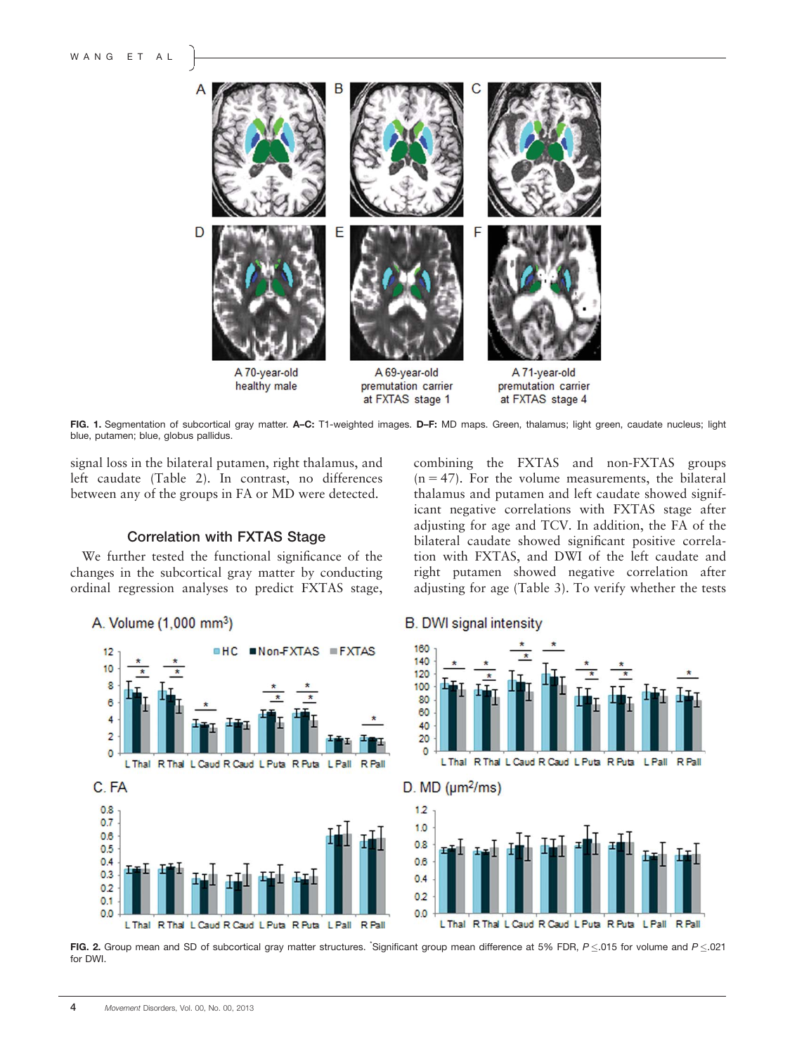A 70-year-old healthy male

A 69-year-old premutation carrier at FXTAS stage 1

A 71-year-old premutation carrier at FXTAS stage 4

**FIG. 1.** Segmentation of subcortical gray matter. **A–C:** T1-weighted images. **D–F:** MD maps. Green, thalamus; light green, caudate nucleus; light blue, putamen; blue, globus pallidus.

signal loss in the bilateral putamen, right thalamus, and left caudate (Table 2). In contrast, no differences between any of the groups in FA or MD were detected.

### Correlation with FXTAS Stage

We further tested the functional significance of the changes in the subcortical gray matter by conducting ordinal regression analyses to predict FXTAS stage, combining the FXTAS and non-FXTAS groups ($n = 47$). For the volume measurements, the bilateral thalamus and putamen and left caudate showed significant negative correlations with FXTAS stage after adjusting for age and TCV. In addition, the FA of the bilateral caudate showed significant positive correlation with FXTAS, and DWI of the left caudate and right putamen showed negative correlation after adjusting for age (Table 3). To verify whether the tests

**FIG. 2.** Group mean and SD of subcortical gray matter structures. *Significant group mean difference at 5% FDR, $P \leq .015$ for volume and $P \leq .021$ for DWI.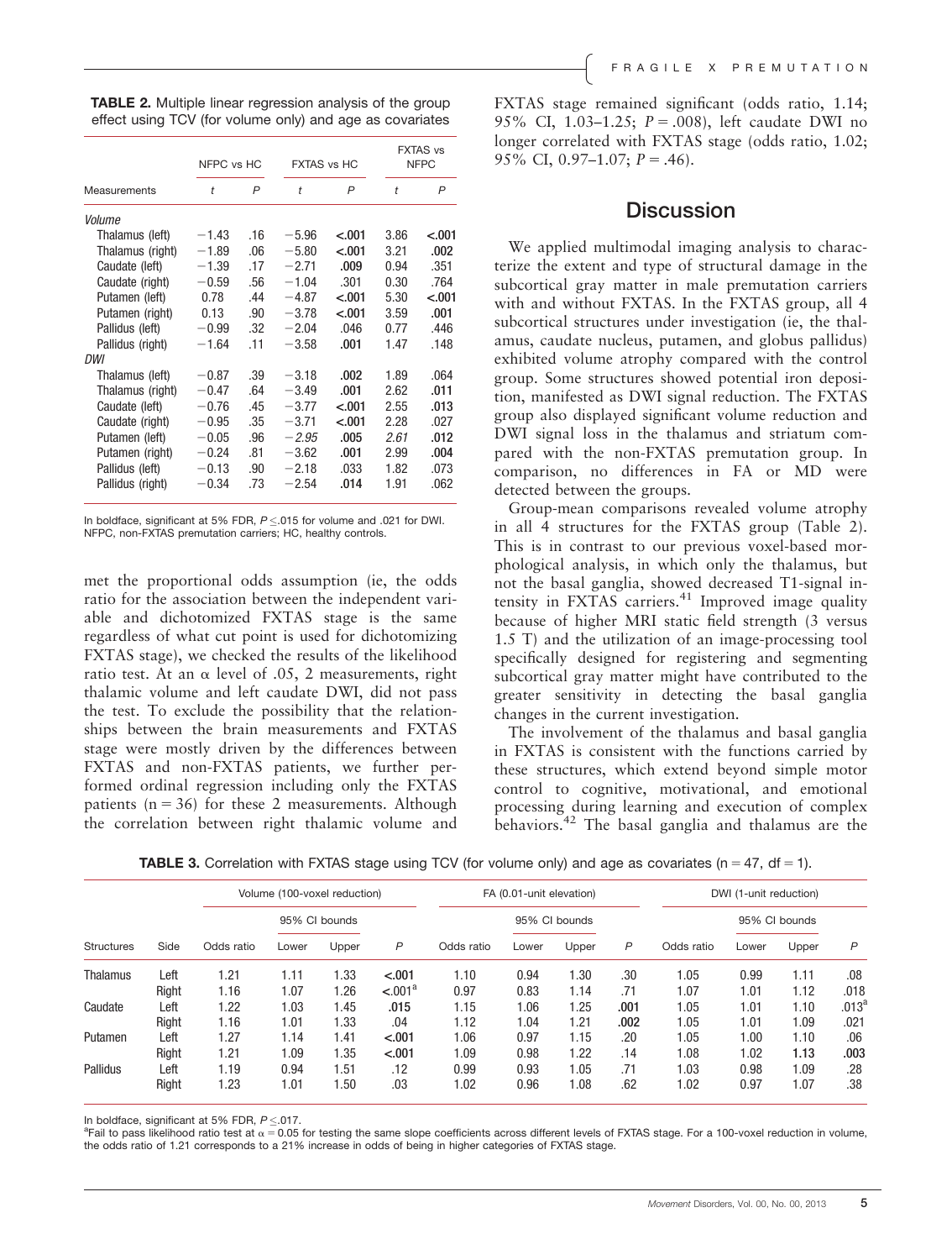**TABLE 2.** Multiple linear regression analysis of the group effect using TCV (for volume only) and age as covariates

| Measurements | NFPC vs HC | | FXTAS vs HC | | FXTAS vs NFPC | |
|---|---|---|---|---|---|---|
| | *t* | *P* | *t* | *P* | *t* | *P* |
| *Volume* | | | | | | |
| Thalamus (left) | −1.43 | .16 | −5.96 | **<.001** | 3.86 | **<.001** |
| Thalamus (right) | −1.89 | .06 | −5.80 | **<.001** | 3.21 | **.002** |
| Caudate (left) | −1.39 | .17 | −2.71 | **.009** | 0.94 | .351 |
| Caudate (right) | −0.59 | .56 | −1.04 | .301 | 0.30 | .764 |
| Putamen (left) | 0.78 | .44 | −4.87 | **<.001** | 5.30 | **<.001** |
| Putamen (right) | 0.13 | .90 | −3.78 | **<.001** | 3.59 | **.001** |
| Pallidus (left) | −0.99 | .32 | −2.04 | .046 | 0.77 | .446 |
| Pallidus (right) | −1.64 | .11 | −3.58 | **.001** | 1.47 | .148 |
| *DWI* | | | | | | |
| Thalamus (left) | −0.87 | .39 | −3.18 | **.002** | 1.89 | .064 |
| Thalamus (right) | −0.47 | .64 | −3.49 | **.001** | 2.62 | **.011** |
| Caudate (left) | −0.76 | .45 | −3.77 | **<.001** | 2.55 | **.013** |
| Caudate (right) | −0.95 | .35 | −3.71 | **<.001** | 2.28 | .027 |
| Putamen (left) | −0.05 | .96 | *−2.95* | **.005** | *2.61* | **.012** |
| Putamen (right) | −0.24 | .81 | −3.62 | **.001** | 2.99 | **.004** |
| Pallidus (left) | −0.13 | .90 | −2.18 | .033 | 1.82 | .073 |
| Pallidus (right) | −0.34 | .73 | −2.54 | **.014** | 1.91 | .062 |

In boldface, significant at 5% FDR, $P \leq .015$ for volume and .021 for DWI. NFPC, non-FXTAS premutation carriers; HC, healthy controls.

met the proportional odds assumption (ie, the odds ratio for the association between the independent variable and dichotomized FXTAS stage is the same regardless of what cut point is used for dichotomizing FXTAS stage), we checked the results of the likelihood ratio test. At an $\alpha$ level of .05, 2 measurements, right thalamic volume and left caudate DWI, did not pass the test. To exclude the possibility that the relationships between the brain measurements and FXTAS stage were mostly driven by the differences between FXTAS and non-FXTAS patients, we further performed ordinal regression including only the FXTAS patients ($n = 36$) for these 2 measurements. Although the correlation between right thalamic volume and FXTAS stage remained significant (odds ratio, 1.14; 95% CI, 1.03–1.25; $P = .008$), left caudate DWI no longer correlated with FXTAS stage (odds ratio, 1.02; 95% CI, 0.97–1.07; $P = .46$).

## Discussion

We applied multimodal imaging analysis to characterize the extent and type of structural damage in the subcortical gray matter in male premutation carriers with and without FXTAS. In the FXTAS group, all 4 subcortical structures under investigation (ie, the thalamus, caudate nucleus, putamen, and globus pallidus) exhibited volume atrophy compared with the control group. Some structures showed potential iron deposition, manifested as DWI signal reduction. The FXTAS group also displayed significant volume reduction and DWI signal loss in the thalamus and striatum compared with the non-FXTAS premutation group. In comparison, no differences in FA or MD were detected between the groups.

Group-mean comparisons revealed volume atrophy in all 4 structures for the FXTAS group (Table 2). This is in contrast to our previous voxel-based morphological analysis, in which only the thalamus, but not the basal ganglia, showed decreased T1-signal intensity in FXTAS carriers.[41] Improved image quality because of higher MRI static field strength (3 versus 1.5 T) and the utilization of an image-processing tool specifically designed for registering and segmenting subcortical gray matter might have contributed to the greater sensitivity in detecting the basal ganglia changes in the current investigation.

The involvement of the thalamus and basal ganglia in FXTAS is consistent with the functions carried by these structures, which extend beyond simple motor control to cognitive, motivational, and emotional processing during learning and execution of complex behaviors.[42] The basal ganglia and thalamus are the

**TABLE 3.** Correlation with FXTAS stage using TCV (for volume only) and age as covariates ($n = 47$, $df = 1$).

| Structures | Side | Volume (100-voxel reduction) | | | | FA (0.01-unit elevation) | | | | DWI (1-unit reduction) | | | |
|---|---|---|---|---|---|---|---|---|---|---|---|---|---|
| | | | 95% CI bounds | | | | 95% CI bounds | | | | 95% CI bounds | | |
| | | Odds ratio | Lower | Upper | *P* | Odds ratio | Lower | Upper | *P* | Odds ratio | Lower | Upper | *P* |
| Thalamus | Left | 1.21 | 1.11 | 1.33 | **<.001** | 1.10 | 0.94 | 1.30 | .30 | 1.05 | 0.99 | 1.11 | .08 |
| | Right | 1.16 | 1.07 | 1.26 | **<.001**[a] | 0.97 | 0.83 | 1.14 | .71 | 1.07 | 1.01 | 1.12 | .018 |
| Caudate | Left | 1.22 | 1.03 | 1.45 | **.015** | 1.15 | 1.06 | 1.25 | **.001** | 1.05 | 1.01 | 1.10 | .013[a] |
| | Right | 1.16 | 1.01 | 1.33 | .04 | 1.12 | 1.04 | 1.21 | **.002** | 1.05 | 1.01 | 1.09 | .021 |
| Putamen | Left | 1.27 | 1.14 | 1.41 | **<.001** | 1.06 | 0.97 | 1.15 | .20 | 1.05 | 1.00 | 1.10 | .06 |
| | Right | 1.21 | 1.09 | 1.35 | **<.001** | 1.09 | 0.98 | 1.22 | .14 | 1.08 | 1.02 | **1.13** | **.003** |
| Pallidus | Left | 1.19 | 0.94 | 1.51 | .12 | 0.99 | 0.93 | 1.05 | .71 | 1.03 | 0.98 | 1.09 | .28 |
| | Right | 1.23 | 1.01 | 1.50 | .03 | 1.02 | 0.96 | 1.08 | .62 | 1.02 | 0.97 | 1.07 | .38 |

In boldface, significant at 5% FDR, $P \leq .017$.
[a]Fail to pass likelihood ratio test at $\alpha = 0.05$ for testing the same slope coefficients across different levels of FXTAS stage. For a 100-voxel reduction in volume, the odds ratio of 1.21 corresponds to a 21% increase in odds of being in higher categories of FXTAS stage.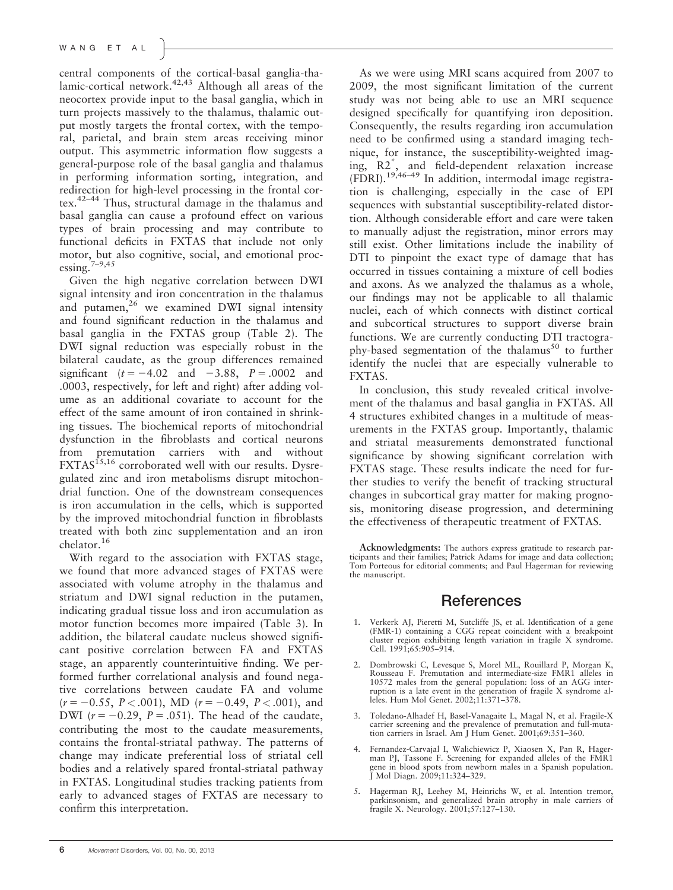central components of the cortical-basal ganglia-thalamic-cortical network.[42,43] Although all areas of the neocortex provide input to the basal ganglia, which in turn projects massively to the thalamus, thalamic output mostly targets the frontal cortex, with the temporal, parietal, and brain stem areas receiving minor output. This asymmetric information flow suggests a general-purpose role of the basal ganglia and thalamus in performing information sorting, integration, and redirection for high-level processing in the frontal cortex.[42–44] Thus, structural damage in the thalamus and basal ganglia can cause a profound effect on various types of brain processing and may contribute to functional deficits in FXTAS that include not only motor, but also cognitive, social, and emotional processing.[7–9,45]

Given the high negative correlation between DWI signal intensity and iron concentration in the thalamus and putamen,[26] we examined DWI signal intensity and found significant reduction in the thalamus and basal ganglia in the FXTAS group (Table 2). The DWI signal reduction was especially robust in the bilateral caudate, as the group differences remained significant ($t = -4.02$ and $-3.88$, $P = .0002$ and $.0003$, respectively, for left and right) after adding volume as an additional covariate to account for the effect of the same amount of iron contained in shrinking tissues. The biochemical reports of mitochondrial dysfunction in the fibroblasts and cortical neurons from premutation carriers with and without FXTAS[15,16] corroborated well with our results. Dysregulated zinc and iron metabolisms disrupt mitochondrial function. One of the downstream consequences is iron accumulation in the cells, which is supported by the improved mitochondrial function in fibroblasts treated with both zinc supplementation and an iron chelator.[16]

With regard to the association with FXTAS stage, we found that more advanced stages of FXTAS were associated with volume atrophy in the thalamus and striatum and DWI signal reduction in the putamen, indicating gradual tissue loss and iron accumulation as motor function becomes more impaired (Table 3). In addition, the bilateral caudate nucleus showed significant positive correlation between FA and FXTAS stage, an apparently counterintuitive finding. We performed further correlational analysis and found negative correlations between caudate FA and volume ($r = -0.55$, $P < .001$), MD ($r = -0.49$, $P < .001$), and DWI ($r = -0.29$, $P = .051$). The head of the caudate, contributing the most to the caudate measurements, contains the frontal-striatal pathway. The patterns of change may indicate preferential loss of striatal cell bodies and a relatively spared frontal-striatal pathway in FXTAS. Longitudinal studies tracking patients from early to advanced stages of FXTAS are necessary to confirm this interpretation.

As we were using MRI scans acquired from 2007 to 2009, the most significant limitation of the current study was not being able to use an MRI sequence designed specifically for quantifying iron deposition. Consequently, the results regarding iron accumulation need to be confirmed using a standard imaging technique, for instance, the susceptibility-weighted imaging, $R2^*$, and field-dependent relaxation increase (FDRI).[19,46–49] In addition, intermodal image registration is challenging, especially in the case of EPI sequences with substantial susceptibility-related distortion. Although considerable effort and care were taken to manually adjust the registration, minor errors may still exist. Other limitations include the inability of DTI to pinpoint the exact type of damage that has occurred in tissues containing a mixture of cell bodies and axons. As we analyzed the thalamus as a whole, our findings may not be applicable to all thalamic nuclei, each of which connects with distinct cortical and subcortical structures to support diverse brain functions. We are currently conducting DTI tractography-based segmentation of the thalamus[50] to further identify the nuclei that are especially vulnerable to FXTAS.

In conclusion, this study revealed critical involvement of the thalamus and basal ganglia in FXTAS. All 4 structures exhibited changes in a multitude of measurements in the FXTAS group. Importantly, thalamic and striatal measurements demonstrated functional significance by showing significant correlation with FXTAS stage. These results indicate the need for further studies to verify the benefit of tracking structural changes in subcortical gray matter for making prognosis, monitoring disease progression, and determining the effectiveness of therapeutic treatment of FXTAS.

**Acknowledgments:** The authors express gratitude to research participants and their families; Patrick Adams for image and data collection; Tom Porteous for editorial comments; and Paul Hagerman for reviewing the manuscript.

## References

1. Verkerk AJ, Pieretti M, Sutcliffe JS, et al. Identification of a gene (FMR-1) containing a CGG repeat coincident with a breakpoint cluster region exhibiting length variation in fragile X syndrome. Cell. 1991;65:905–914.
2. Dombrowski C, Levesque S, Morel ML, Rouillard P, Morgan K, Rousseau F. Premutation and intermediate-size FMR1 alleles in 10572 males from the general population: loss of an AGG interruption is a late event in the generation of fragile X syndrome alleles. Hum Mol Genet. 2002;11:371–378.
3. Toledano-Alhadef H, Basel-Vanagaite L, Magal N, et al. Fragile-X carrier screening and the prevalence of premutation and full-mutation carriers in Israel. Am J Hum Genet. 2001;69:351–360.
4. Fernandez-Carvajal I, Walichiewicz P, Xiaosen X, Pan R, Hagerman PJ, Tassone F. Screening for expanded alleles of the FMR1 gene in blood spots from newborn males in a Spanish population. J Mol Diagn. 2009;11:324–329.
5. Hagerman RJ, Leehey M, Heinrichs W, et al. Intention tremor, parkinsonism, and generalized brain atrophy in male carriers of fragile X. Neurology. 2001;57:127–130.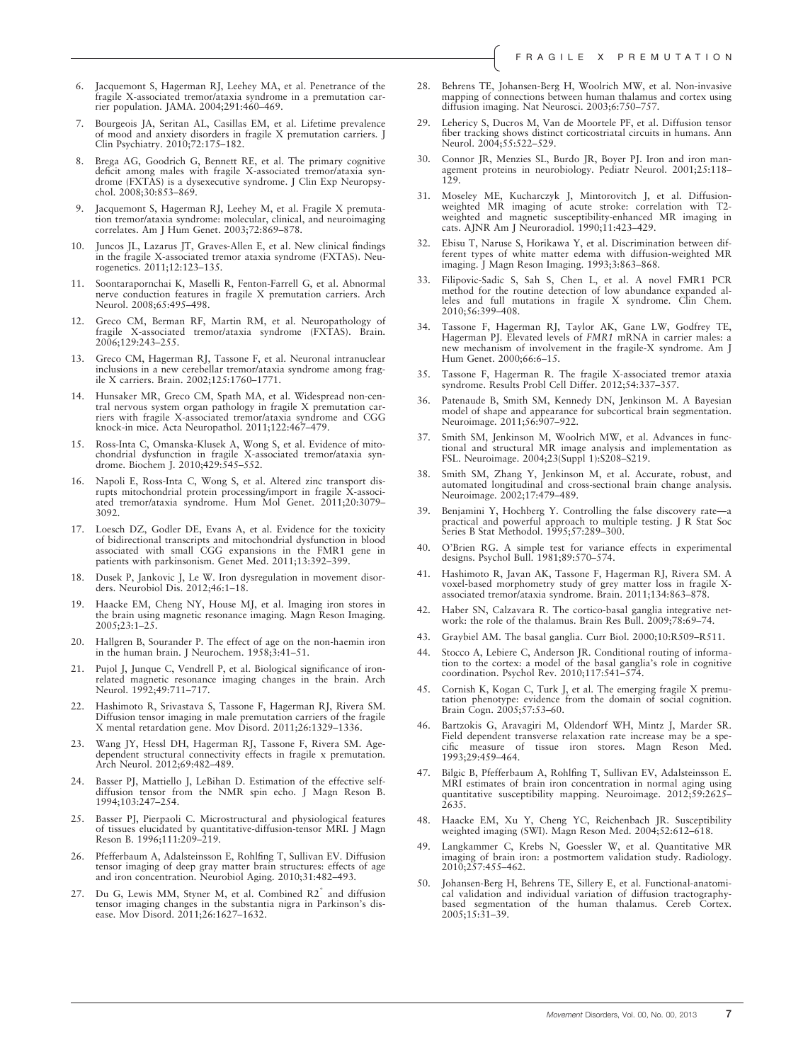6. Jacquemont S, Hagerman RJ, Leehey MA, et al. Penetrance of the fragile X-associated tremor/ataxia syndrome in a premutation carrier population. JAMA. 2004;291:460–469.
7. Bourgeois JA, Seritan AL, Casillas EM, et al. Lifetime prevalence of mood and anxiety disorders in fragile X premutation carriers. J Clin Psychiatry. 2010;72:175–182.
8. Brega AG, Goodrich G, Bennett RE, et al. The primary cognitive deficit among males with fragile X-associated tremor/ataxia syndrome (FXTAS) is a dysexecutive syndrome. J Clin Exp Neuropsychol. 2008;30:853–869.
9. Jacquemont S, Hagerman RJ, Leehey M, et al. Fragile X premutation tremor/ataxia syndrome: molecular, clinical, and neuroimaging correlates. Am J Hum Genet. 2003;72:869–878.
10. Juncos JL, Lazarus JT, Graves-Allen E, et al. New clinical findings in the fragile X-associated tremor ataxia syndrome (FXTAS). Neurogenetics. 2011;12:123–135.
11. Soontarapornchai K, Maselli R, Fenton-Farrell G, et al. Abnormal nerve conduction features in fragile X premutation carriers. Arch Neurol. 2008;65:495–498.
12. Greco CM, Berman RF, Martin RM, et al. Neuropathology of fragile X-associated tremor/ataxia syndrome (FXTAS). Brain. 2006;129:243–255.
13. Greco CM, Hagerman RJ, Tassone F, et al. Neuronal intranuclear inclusions in a new cerebellar tremor/ataxia syndrome among fragile X carriers. Brain. 2002;125:1760–1771.
14. Hunsaker MR, Greco CM, Spath MA, et al. Widespread non-central nervous system organ pathology in fragile X premutation carriers with fragile X-associated tremor/ataxia syndrome and CGG knock-in mice. Acta Neuropathol. 2011;122:467–479.
15. Ross-Inta C, Omanska-Klusek A, Wong S, et al. Evidence of mitochondrial dysfunction in fragile X-associated tremor/ataxia syndrome. Biochem J. 2010;429:545–552.
16. Napoli E, Ross-Inta C, Wong S, et al. Altered zinc transport disrupts mitochondrial protein processing/import in fragile X-associated tremor/ataxia syndrome. Hum Mol Genet. 2011;20:3079–3092.
17. Loesch DZ, Godler DE, Evans A, et al. Evidence for the toxicity of bidirectional transcripts and mitochondrial dysfunction in blood associated with small CGG expansions in the FMR1 gene in patients with parkinsonism. Genet Med. 2011;13:392–399.
18. Dusek P, Jankovic J, Le W. Iron dysregulation in movement disorders. Neurobiol Dis. 2012;46:1–18.
19. Haacke EM, Cheng NY, House MJ, et al. Imaging iron stores in the brain using magnetic resonance imaging. Magn Reson Imaging. 2005;23:1–25.
20. Hallgren B, Sourander P. The effect of age on the non-haemin iron in the human brain. J Neurochem. 1958;3:41–51.
21. Pujol J, Junque C, Vendrell P, et al. Biological significance of iron-related magnetic resonance imaging changes in the brain. Arch Neurol. 1992;49:711–717.
22. Hashimoto R, Srivastava S, Tassone F, Hagerman RJ, Rivera SM. Diffusion tensor imaging in male premutation carriers of the fragile X mental retardation gene. Mov Disord. 2011;26:1329–1336.
23. Wang JY, Hessl DH, Hagerman RJ, Tassone F, Rivera SM. Age-dependent structural connectivity effects in fragile x premutation. Arch Neurol. 2012;69:482–489.
24. Basser PJ, Mattiello J, LeBihan D. Estimation of the effective self-diffusion tensor from the NMR spin echo. J Magn Reson B. 1994;103:247–254.
25. Basser PJ, Pierpaoli C. Microstructural and physiological features of tissues elucidated by quantitative-diffusion-tensor MRI. J Magn Reson B. 1996;111:209–219.
26. Pfefferbaum A, Adalsteinsson E, Rohlfing T, Sullivan EV. Diffusion tensor imaging of deep gray matter brain structures: effects of age and iron concentration. Neurobiol Aging. 2010;31:482–493.
27. Du G, Lewis MM, Styner M, et al. Combined $R2^*$ and diffusion tensor imaging changes in the substantia nigra in Parkinson's disease. Mov Disord. 2011;26:1627–1632.
28. Behrens TE, Johansen-Berg H, Woolrich MW, et al. Non-invasive mapping of connections between human thalamus and cortex using diffusion imaging. Nat Neurosci. 2003;6:750–757.
29. Lehericy S, Ducros M, Van de Moortele PF, et al. Diffusion tensor fiber tracking shows distinct corticostriatal circuits in humans. Ann Neurol. 2004;55:522–529.
30. Connor JR, Menzies SL, Burdo JR, Boyer PJ. Iron and iron management proteins in neurobiology. Pediatr Neurol. 2001;25:118–129.
31. Moseley ME, Kucharczyk J, Mintorovitch J, et al. Diffusion-weighted MR imaging of acute stroke: correlation with T2-weighted and magnetic susceptibility-enhanced MR imaging in cats. AJNR Am J Neuroradiol. 1990;11:423–429.
32. Ebisu T, Naruse S, Horikawa Y, et al. Discrimination between different types of white matter edema with diffusion-weighted MR imaging. J Magn Reson Imaging. 1993;3:863–868.
33. Filipovic-Sadic S, Sah S, Chen L, et al. A novel FMR1 PCR method for the routine detection of low abundance expanded alleles and full mutations in fragile X syndrome. Clin Chem. 2010;56:399–408.
34. Tassone F, Hagerman RJ, Taylor AK, Gane LW, Godfrey TE, Hagerman PJ. Elevated levels of *FMR1* mRNA in carrier males: a new mechanism of involvement in the fragile-X syndrome. Am J Hum Genet. 2000;66:6–15.
35. Tassone F, Hagerman R. The fragile X-associated tremor ataxia syndrome. Results Probl Cell Differ. 2012;54:337–357.
36. Patenaude B, Smith SM, Kennedy DN, Jenkinson M. A Bayesian model of shape and appearance for subcortical brain segmentation. Neuroimage. 2011;56:907–922.
37. Smith SM, Jenkinson M, Woolrich MW, et al. Advances in functional and structural MR image analysis and implementation as FSL. Neuroimage. 2004;23(Suppl 1):S208–S219.
38. Smith SM, Zhang Y, Jenkinson M, et al. Accurate, robust, and automated longitudinal and cross-sectional brain change analysis. Neuroimage. 2002;17:479–489.
39. Benjamini Y, Hochberg Y. Controlling the false discovery rate—a practical and powerful approach to multiple testing. J R Stat Soc Series B Stat Methodol. 1995;57:289–300.
40. O'Brien RG. A simple test for variance effects in experimental designs. Psychol Bull. 1981;89:570–574.
41. Hashimoto R, Javan AK, Tassone F, Hagerman RJ, Rivera SM. A voxel-based morphometry study of grey matter loss in fragile X-associated tremor/ataxia syndrome. Brain. 2011;134:863–878.
42. Haber SN, Calzavara R. The cortico-basal ganglia integrative network: the role of the thalamus. Brain Res Bull. 2009;78:69–74.
43. Graybiel AM. The basal ganglia. Curr Biol. 2000;10:R509–R511.
44. Stocco A, Lebiere C, Anderson JR. Conditional routing of information to the cortex: a model of the basal ganglia's role in cognitive coordination. Psychol Rev. 2010;117:541–574.
45. Cornish K, Kogan C, Turk J, et al. The emerging fragile X premutation phenotype: evidence from the domain of social cognition. Brain Cogn. 2005;57:53–60.
46. Bartzokis G, Aravagiri M, Oldendorf WH, Mintz J, Marder SR. Field dependent transverse relaxation rate increase may be a specific measure of tissue iron stores. Magn Reson Med. 1993;29:459–464.
47. Bilgic B, Pfefferbaum A, Rohlfing T, Sullivan EV, Adalsteinsson E. MRI estimates of brain iron concentration in normal aging using quantitative susceptibility mapping. Neuroimage. 2012;59:2625–2635.
48. Haacke EM, Xu Y, Cheng YC, Reichenbach JR. Susceptibility weighted imaging (SWI). Magn Reson Med. 2004;52:612–618.
49. Langkammer C, Krebs N, Goessler W, et al. Quantitative MR imaging of brain iron: a postmortem validation study. Radiology. 2010;257:455–462.
50. Johansen-Berg H, Behrens TE, Sillery E, et al. Functional-anatomical validation and individual variation of diffusion tractography-based segmentation of the human thalamus. Cereb Cortex. 2005;15:31–39.